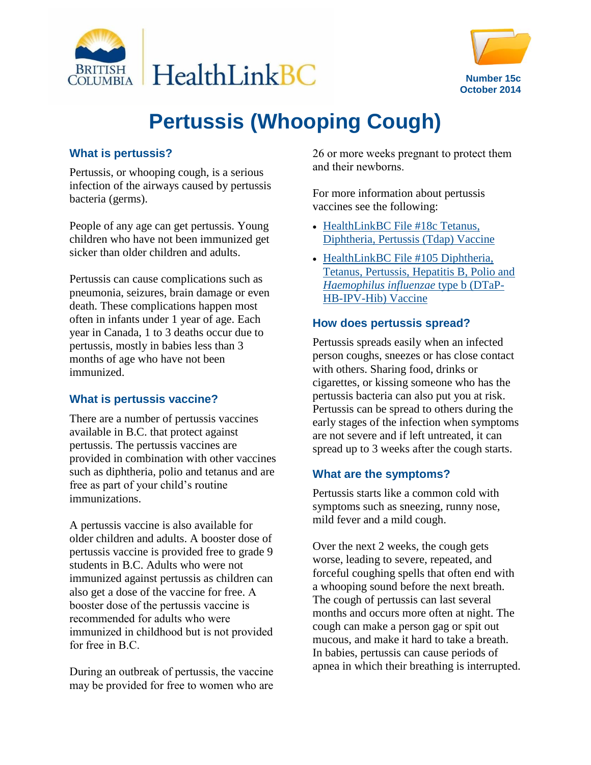HealthLinkBC

Number 15c
October 2014

# Pertussis (Whooping Cough)

## What is pertussis?

Pertussis, or whooping cough, is a serious infection of the airways caused by pertussis bacteria (germs).

People of any age can get pertussis. Young children who have not been immunized get sicker than older children and adults.

Pertussis can cause complications such as pneumonia, seizures, brain damage or even death. These complications happen most often in infants under 1 year of age. Each year in Canada, 1 to 3 deaths occur due to pertussis, mostly in babies less than 3 months of age who have not been immunized.

## What is pertussis vaccine?

There are a number of pertussis vaccines available in B.C. that protect against pertussis. The pertussis vaccines are provided in combination with other vaccines such as diphtheria, polio and tetanus and are free as part of your child's routine immunizations.

A pertussis vaccine is also available for older children and adults. A booster dose of pertussis vaccine is provided free to grade 9 students in B.C. Adults who were not immunized against pertussis as children can also get a dose of the vaccine for free. A booster dose of the pertussis vaccine is recommended for adults who were immunized in childhood but is not provided for free in B.C.

During an outbreak of pertussis, the vaccine may be provided for free to women who are 26 or more weeks pregnant to protect them and their newborns.

For more information about pertussis vaccines see the following:

- HealthLinkBC File #18c Tetanus, Diphtheria, Pertussis (Tdap) Vaccine
- HealthLinkBC File #105 Diphtheria, Tetanus, Pertussis, Hepatitis B, Polio and *Haemophilus influenzae* type b (DTaP-HB-IPV-Hib) Vaccine

## How does pertussis spread?

Pertussis spreads easily when an infected person coughs, sneezes or has close contact with others. Sharing food, drinks or cigarettes, or kissing someone who has the pertussis bacteria can also put you at risk. Pertussis can be spread to others during the early stages of the infection when symptoms are not severe and if left untreated, it can spread up to 3 weeks after the cough starts.

## What are the symptoms?

Pertussis starts like a common cold with symptoms such as sneezing, runny nose, mild fever and a mild cough.

Over the next 2 weeks, the cough gets worse, leading to severe, repeated, and forceful coughing spells that often end with a whooping sound before the next breath. The cough of pertussis can last several months and occurs more often at night. The cough can make a person gag or spit out mucous, and make it hard to take a breath. In babies, pertussis can cause periods of apnea in which their breathing is interrupted.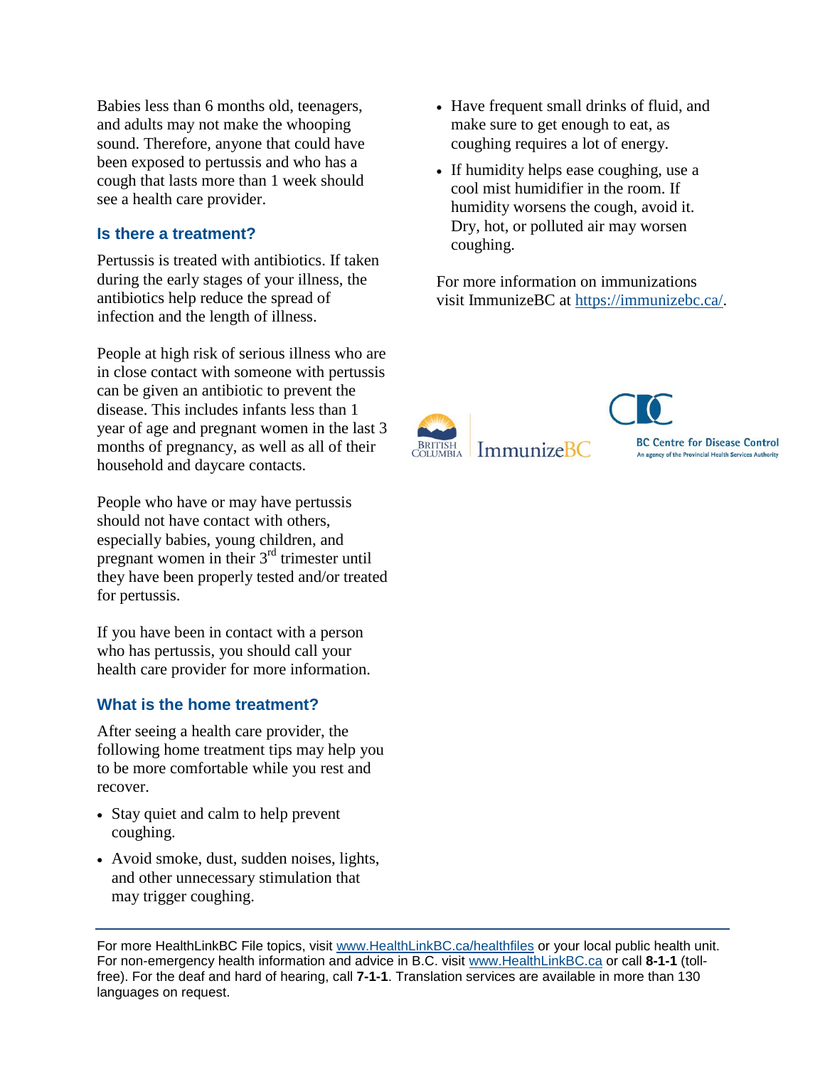Babies less than 6 months old, teenagers, and adults may not make the whooping sound. Therefore, anyone that could have been exposed to pertussis and who has a cough that lasts more than 1 week should see a health care provider.

## Is there a treatment?

Pertussis is treated with antibiotics. If taken during the early stages of your illness, the antibiotics help reduce the spread of infection and the length of illness.

People at high risk of serious illness who are in close contact with someone with pertussis can be given an antibiotic to prevent the disease. This includes infants less than 1 year of age and pregnant women in the last 3 months of pregnancy, as well as all of their household and daycare contacts.

People who have or may have pertussis should not have contact with others, especially babies, young children, and pregnant women in their 3rd trimester until they have been properly tested and/or treated for pertussis.

If you have been in contact with a person who has pertussis, you should call your health care provider for more information.

## What is the home treatment?

After seeing a health care provider, the following home treatment tips may help you to be more comfortable while you rest and recover.

- Stay quiet and calm to help prevent coughing.
- Avoid smoke, dust, sudden noises, lights, and other unnecessary stimulation that may trigger coughing.
- Have frequent small drinks of fluid, and make sure to get enough to eat, as coughing requires a lot of energy.
- If humidity helps ease coughing, use a cool mist humidifier in the room. If humidity worsens the cough, avoid it. Dry, hot, or polluted air may worsen coughing.

For more information on immunizations visit ImmunizeBC at https://immunizebc.ca/.

BRITISH COLUMBIA ImmunizeBC

BC Centre for Disease Control
An agency of the Provincial Health Services Authority

---

For more HealthLinkBC File topics, visit www.HealthLinkBC.ca/healthfiles or your local public health unit. For non-emergency health information and advice in B.C. visit www.HealthLinkBC.ca or call **8-1-1** (toll-free). For the deaf and hard of hearing, call **7-1-1**. Translation services are available in more than 130 languages on request.